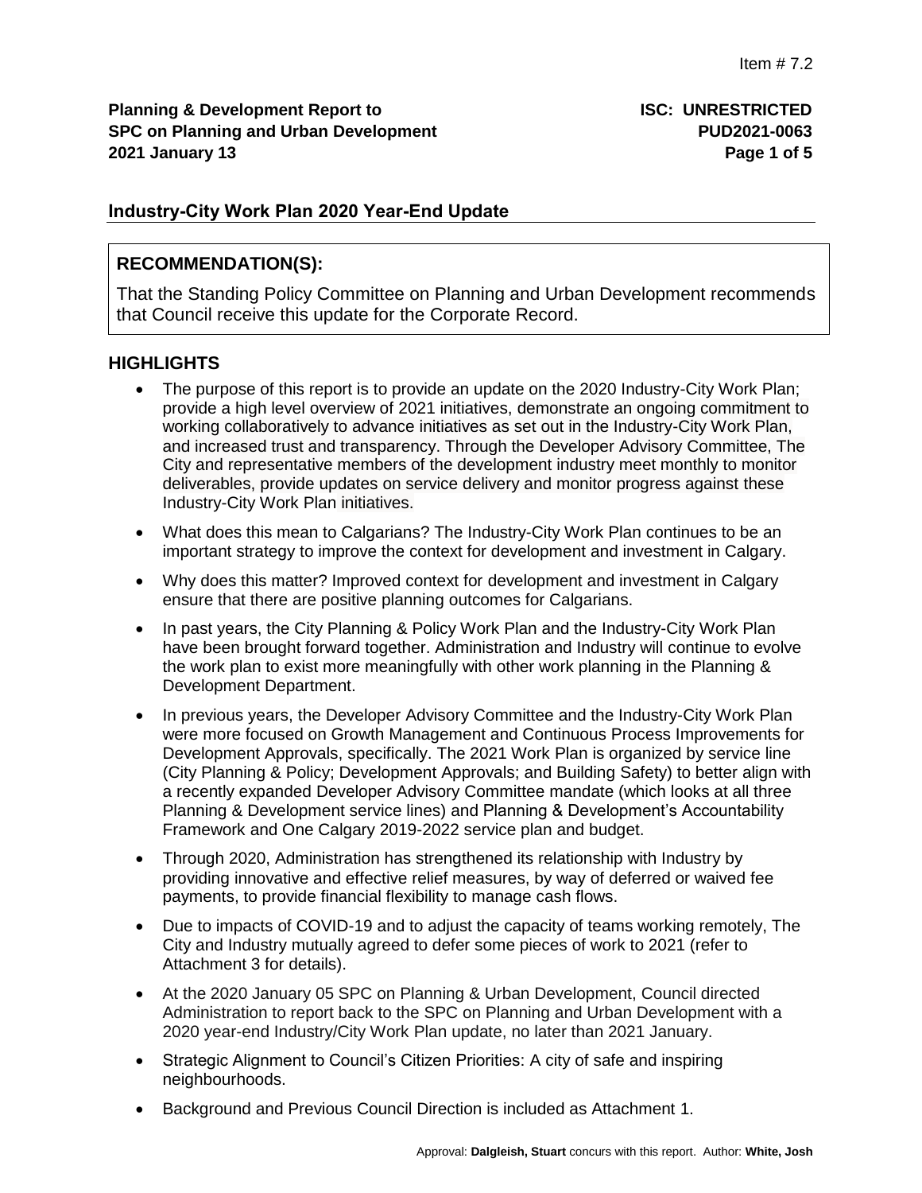Item # 7.2

**Planning & Development Report to**
**SPC on Planning and Urban Development**
**2021 January 13**

**ISC: UNRESTRICTED**
**PUD2021-0063**

## Industry-City Work Plan 2020 Year-End Update

### RECOMMENDATION(S):

That the Standing Policy Committee on Planning and Urban Development recommends that Council receive this update for the Corporate Record.

### HIGHLIGHTS

- The purpose of this report is to provide an update on the 2020 Industry-City Work Plan; provide a high level overview of 2021 initiatives, demonstrate an ongoing commitment to working collaboratively to advance initiatives as set out in the Industry-City Work Plan, and increased trust and transparency. Through the Developer Advisory Committee, The City and representative members of the development industry meet monthly to monitor deliverables, provide updates on service delivery and monitor progress against these Industry-City Work Plan initiatives.
- What does this mean to Calgarians? The Industry-City Work Plan continues to be an important strategy to improve the context for development and investment in Calgary.
- Why does this matter? Improved context for development and investment in Calgary ensure that there are positive planning outcomes for Calgarians.
- In past years, the City Planning & Policy Work Plan and the Industry-City Work Plan have been brought forward together. Administration and Industry will continue to evolve the work plan to exist more meaningfully with other work planning in the Planning & Development Department.
- In previous years, the Developer Advisory Committee and the Industry-City Work Plan were more focused on Growth Management and Continuous Process Improvements for Development Approvals, specifically. The 2021 Work Plan is organized by service line (City Planning & Policy; Development Approvals; and Building Safety) to better align with a recently expanded Developer Advisory Committee mandate (which looks at all three Planning & Development service lines) and Planning & Development's Accountability Framework and One Calgary 2019-2022 service plan and budget.
- Through 2020, Administration has strengthened its relationship with Industry by providing innovative and effective relief measures, by way of deferred or waived fee payments, to provide financial flexibility to manage cash flows.
- Due to impacts of COVID-19 and to adjust the capacity of teams working remotely, The City and Industry mutually agreed to defer some pieces of work to 2021 (refer to Attachment 3 for details).
- At the 2020 January 05 SPC on Planning & Urban Development, Council directed Administration to report back to the SPC on Planning and Urban Development with a 2020 year-end Industry/City Work Plan update, no later than 2021 January.
- Strategic Alignment to Council's Citizen Priorities: A city of safe and inspiring neighbourhoods.
- Background and Previous Council Direction is included as Attachment 1.

Approval: **Dalgleish, Stuart** concurs with this report. Author: **White, Josh**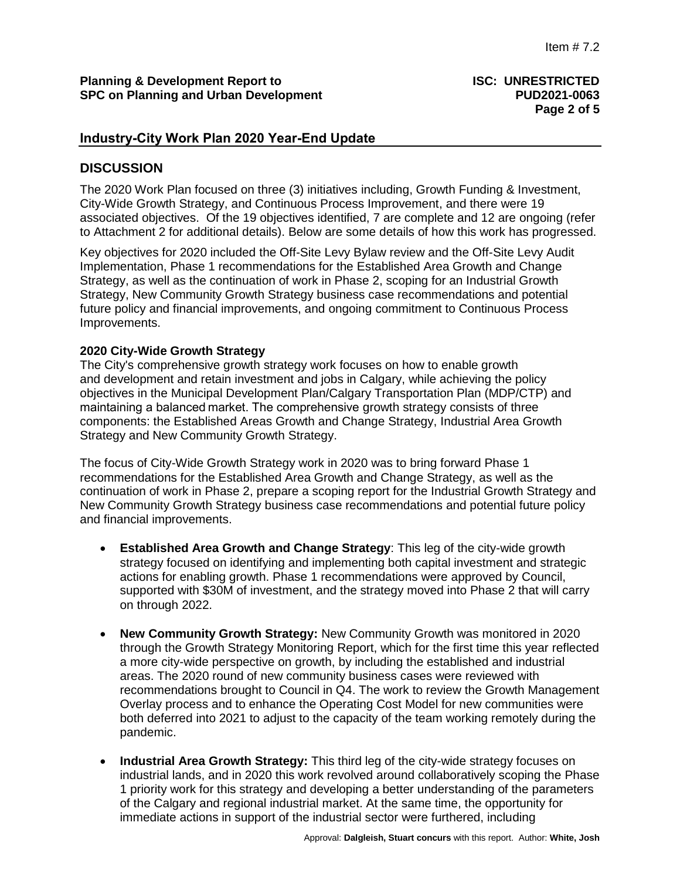## Industry-City Work Plan 2020 Year-End Update

## DISCUSSION

The 2020 Work Plan focused on three (3) initiatives including, Growth Funding & Investment, City-Wide Growth Strategy, and Continuous Process Improvement, and there were 19 associated objectives. Of the 19 objectives identified, 7 are complete and 12 are ongoing (refer to Attachment 2 for additional details). Below are some details of how this work has progressed.

Key objectives for 2020 included the Off-Site Levy Bylaw review and the Off-Site Levy Audit Implementation, Phase 1 recommendations for the Established Area Growth and Change Strategy, as well as the continuation of work in Phase 2, scoping for an Industrial Growth Strategy, New Community Growth Strategy business case recommendations and potential future policy and financial improvements, and ongoing commitment to Continuous Process Improvements.

**2020 City-Wide Growth Strategy**

The City's comprehensive growth strategy work focuses on how to enable growth and development and retain investment and jobs in Calgary, while achieving the policy objectives in the Municipal Development Plan/Calgary Transportation Plan (MDP/CTP) and maintaining a balanced market. The comprehensive growth strategy consists of three components: the Established Areas Growth and Change Strategy, Industrial Area Growth Strategy and New Community Growth Strategy.

The focus of City-Wide Growth Strategy work in 2020 was to bring forward Phase 1 recommendations for the Established Area Growth and Change Strategy, as well as the continuation of work in Phase 2, prepare a scoping report for the Industrial Growth Strategy and New Community Growth Strategy business case recommendations and potential future policy and financial improvements.

- **Established Area Growth and Change Strategy**: This leg of the city-wide growth strategy focused on identifying and implementing both capital investment and strategic actions for enabling growth. Phase 1 recommendations were approved by Council, supported with $30M of investment, and the strategy moved into Phase 2 that will carry on through 2022.

- **New Community Growth Strategy:** New Community Growth was monitored in 2020 through the Growth Strategy Monitoring Report, which for the first time this year reflected a more city-wide perspective on growth, by including the established and industrial areas. The 2020 round of new community business cases were reviewed with recommendations brought to Council in Q4. The work to review the Growth Management Overlay process and to enhance the Operating Cost Model for new communities were both deferred into 2021 to adjust to the capacity of the team working remotely during the pandemic.

- **Industrial Area Growth Strategy:** This third leg of the city-wide strategy focuses on industrial lands, and in 2020 this work revolved around collaboratively scoping the Phase 1 priority work for this strategy and developing a better understanding of the parameters of the Calgary and regional industrial market. At the same time, the opportunity for immediate actions in support of the industrial sector were furthered, including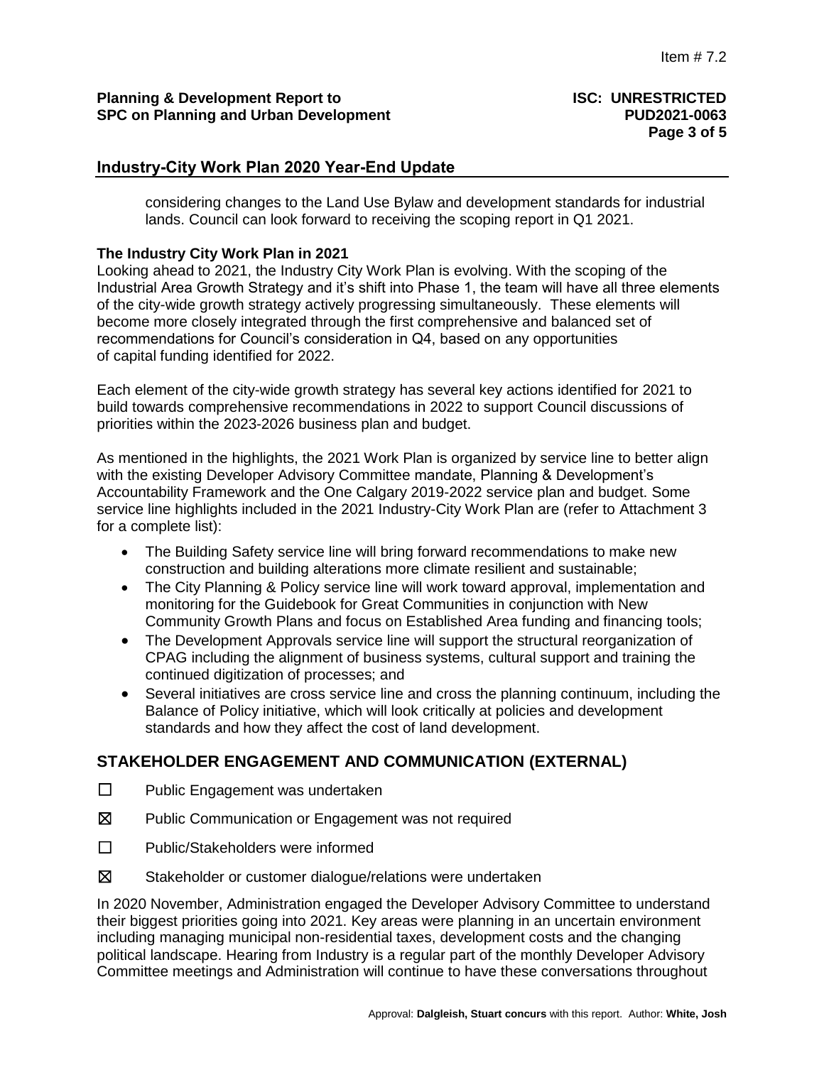considering changes to the Land Use Bylaw and development standards for industrial lands. Council can look forward to receiving the scoping report in Q1 2021.

**The Industry City Work Plan in 2021**

Looking ahead to 2021, the Industry City Work Plan is evolving. With the scoping of the Industrial Area Growth Strategy and it's shift into Phase 1, the team will have all three elements of the city-wide growth strategy actively progressing simultaneously. These elements will become more closely integrated through the first comprehensive and balanced set of recommendations for Council's consideration in Q4, based on any opportunities of capital funding identified for 2022.

Each element of the city-wide growth strategy has several key actions identified for 2021 to build towards comprehensive recommendations in 2022 to support Council discussions of priorities within the 2023-2026 business plan and budget.

As mentioned in the highlights, the 2021 Work Plan is organized by service line to better align with the existing Developer Advisory Committee mandate, Planning & Development's Accountability Framework and the One Calgary 2019-2022 service plan and budget. Some service line highlights included in the 2021 Industry-City Work Plan are (refer to Attachment 3 for a complete list):

- The Building Safety service line will bring forward recommendations to make new construction and building alterations more climate resilient and sustainable;
- The City Planning & Policy service line will work toward approval, implementation and monitoring for the Guidebook for Great Communities in conjunction with New Community Growth Plans and focus on Established Area funding and financing tools;
- The Development Approvals service line will support the structural reorganization of CPAG including the alignment of business systems, cultural support and training the continued digitization of processes; and
- Several initiatives are cross service line and cross the planning continuum, including the Balance of Policy initiative, which will look critically at policies and development standards and how they affect the cost of land development.

## STAKEHOLDER ENGAGEMENT AND COMMUNICATION (EXTERNAL)

☐ Public Engagement was undertaken

☒ Public Communication or Engagement was not required

☐ Public/Stakeholders were informed

☒ Stakeholder or customer dialogue/relations were undertaken

In 2020 November, Administration engaged the Developer Advisory Committee to understand their biggest priorities going into 2021. Key areas were planning in an uncertain environment including managing municipal non-residential taxes, development costs and the changing political landscape. Hearing from Industry is a regular part of the monthly Developer Advisory Committee meetings and Administration will continue to have these conversations throughout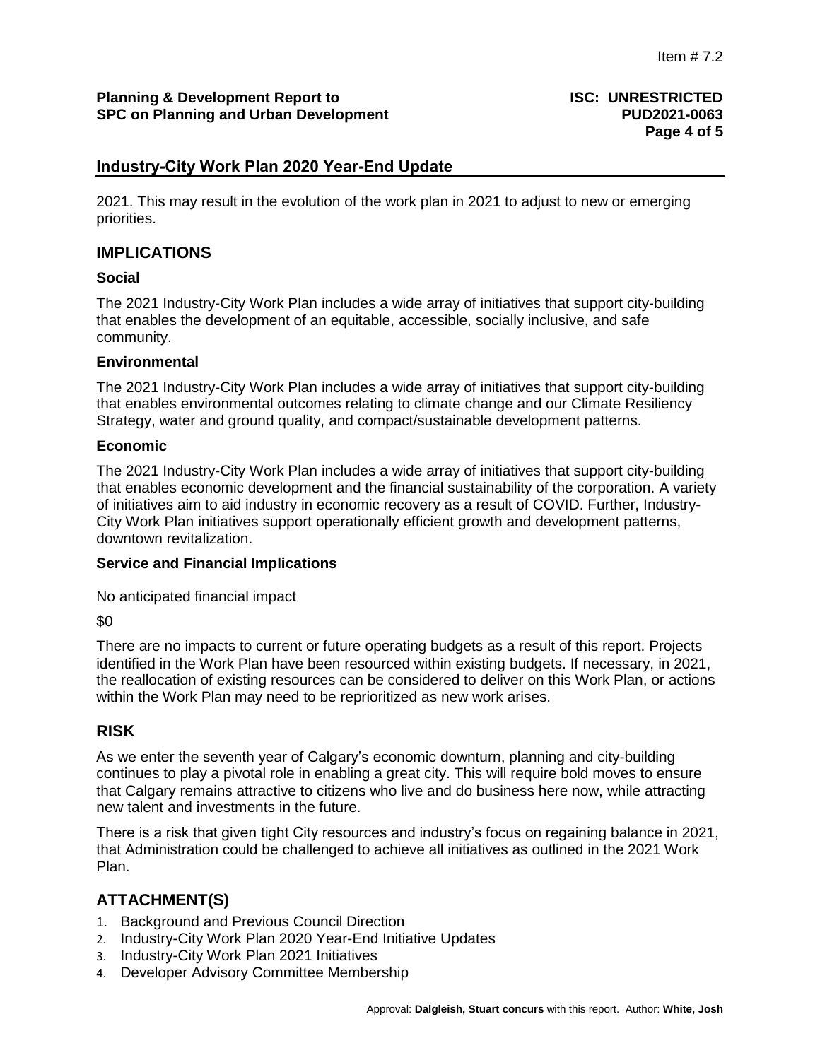2021. This may result in the evolution of the work plan in 2021 to adjust to new or emerging priorities.

## IMPLICATIONS

### Social

The 2021 Industry-City Work Plan includes a wide array of initiatives that support city-building that enables the development of an equitable, accessible, socially inclusive, and safe community.

### Environmental

The 2021 Industry-City Work Plan includes a wide array of initiatives that support city-building that enables environmental outcomes relating to climate change and our Climate Resiliency Strategy, water and ground quality, and compact/sustainable development patterns.

### Economic

The 2021 Industry-City Work Plan includes a wide array of initiatives that support city-building that enables economic development and the financial sustainability of the corporation. A variety of initiatives aim to aid industry in economic recovery as a result of COVID. Further, Industry-City Work Plan initiatives support operationally efficient growth and development patterns, downtown revitalization.

### Service and Financial Implications

No anticipated financial impact

$0

There are no impacts to current or future operating budgets as a result of this report. Projects identified in the Work Plan have been resourced within existing budgets. If necessary, in 2021, the reallocation of existing resources can be considered to deliver on this Work Plan, or actions within the Work Plan may need to be reprioritized as new work arises.

## RISK

As we enter the seventh year of Calgary's economic downturn, planning and city-building continues to play a pivotal role in enabling a great city. This will require bold moves to ensure that Calgary remains attractive to citizens who live and do business here now, while attracting new talent and investments in the future.

There is a risk that given tight City resources and industry's focus on regaining balance in 2021, that Administration could be challenged to achieve all initiatives as outlined in the 2021 Work Plan.

## ATTACHMENT(S)

1. Background and Previous Council Direction
2. Industry-City Work Plan 2020 Year-End Initiative Updates
3. Industry-City Work Plan 2021 Initiatives
4. Developer Advisory Committee Membership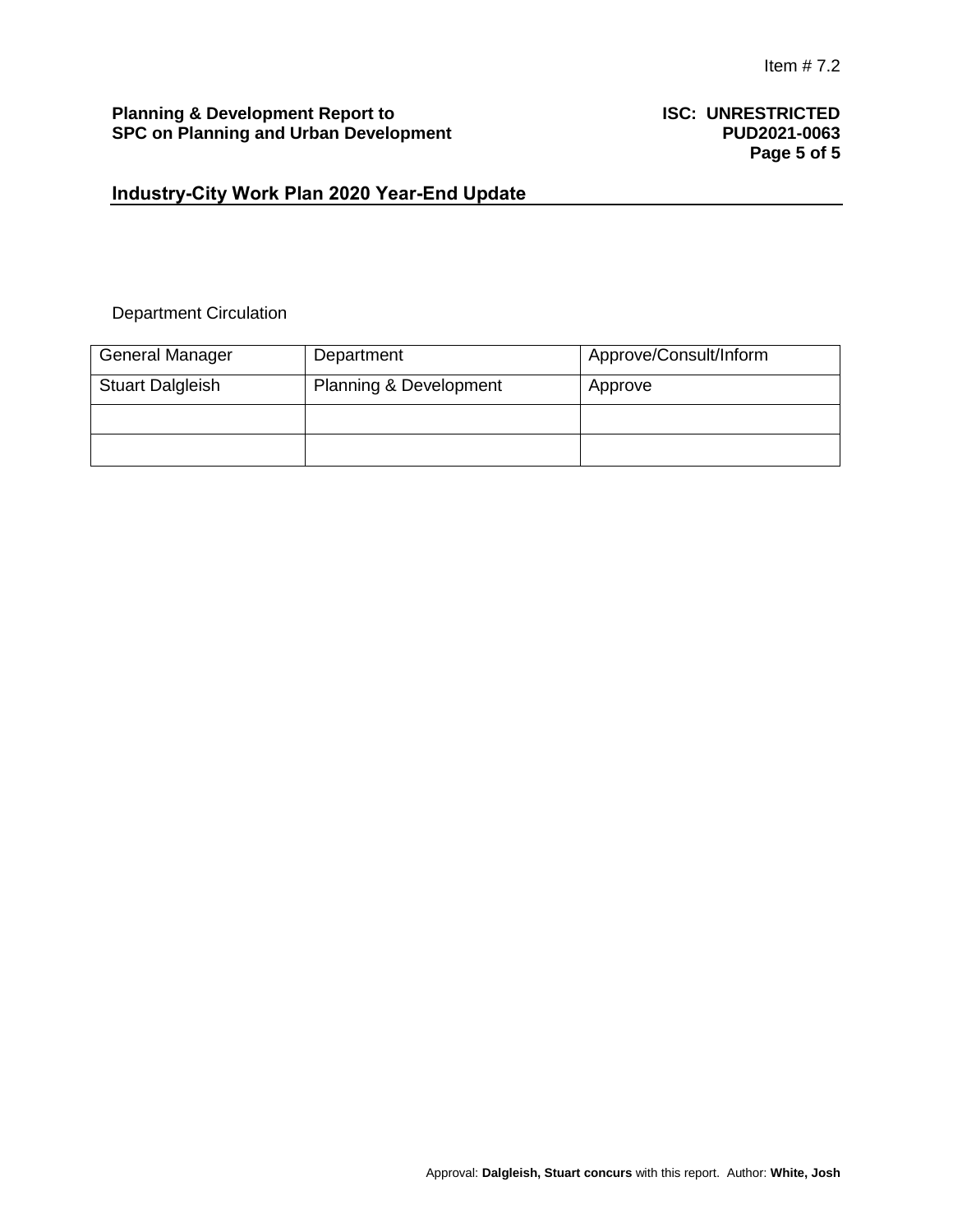Department Circulation

| General Manager | Department | Approve/Consult/Inform |
|---|---|---|
| Stuart Dalgleish | Planning & Development | Approve |
| | | |
| | | |